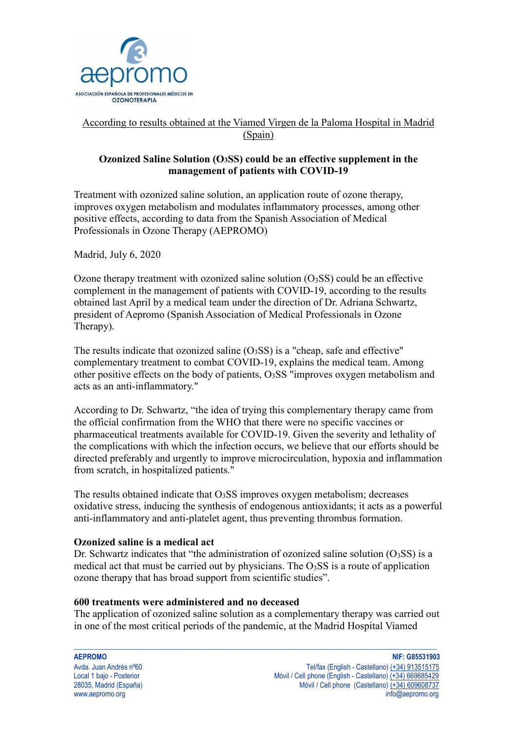aepromo

ASOCIACIÓN ESPAÑOLA DE PROFESIONALES MÉDICOS EN OZONOTERAPIA

According to results obtained at the Viamed Virgen de la Paloma Hospital in Madrid (Spain)

**Ozonized Saline Solution ($O_3$SS) could be an effective supplement in the management of patients with COVID-19**

Treatment with ozonized saline solution, an application route of ozone therapy, improves oxygen metabolism and modulates inflammatory processes, among other positive effects, according to data from the Spanish Association of Medical Professionals in Ozone Therapy (AEPROMO)

Madrid, July 6, 2020

Ozone therapy treatment with ozonized saline solution ($O_3$SS) could be an effective complement in the management of patients with COVID-19, according to the results obtained last April by a medical team under the direction of Dr. Adriana Schwartz, president of Aepromo (Spanish Association of Medical Professionals in Ozone Therapy).

The results indicate that ozonized saline ($O_3$SS) is a "cheap, safe and effective" complementary treatment to combat COVID-19, explains the medical team. Among other positive effects on the body of patients, $O_3$SS "improves oxygen metabolism and acts as an anti-inflammatory."

According to Dr. Schwartz, "the idea of trying this complementary therapy came from the official confirmation from the WHO that there were no specific vaccines or pharmaceutical treatments available for COVID-19. Given the severity and lethality of the complications with which the infection occurs, we believe that our efforts should be directed preferably and urgently to improve microcirculation, hypoxia and inflammation from scratch, in hospitalized patients."

The results obtained indicate that $O_3$SS improves oxygen metabolism; decreases oxidative stress, inducing the synthesis of endogenous antioxidants; it acts as a powerful anti-inflammatory and anti-platelet agent, thus preventing thrombus formation.

**Ozonized saline is a medical act**

Dr. Schwartz indicates that "the administration of ozonized saline solution ($O_3$SS) is a medical act that must be carried out by physicians. The $O_3$SS is a route of application ozone therapy that has broad support from scientific studies".

**600 treatments were administered and no deceased**

The application of ozonized saline solution as a complementary therapy was carried out in one of the most critical periods of the pandemic, at the Madrid Hospital Viamed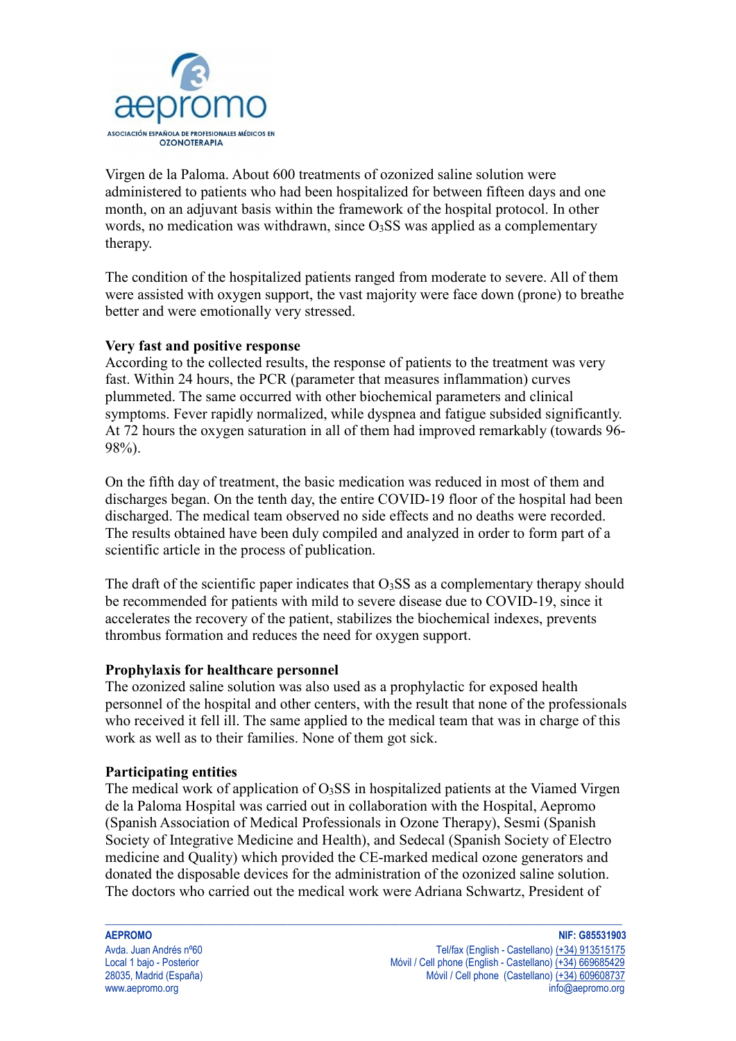Virgen de la Paloma. About 600 treatments of ozonized saline solution were administered to patients who had been hospitalized for between fifteen days and one month, on an adjuvant basis within the framework of the hospital protocol. In other words, no medication was withdrawn, since $O_3$SS was applied as a complementary therapy.

The condition of the hospitalized patients ranged from moderate to severe. All of them were assisted with oxygen support, the vast majority were face down (prone) to breathe better and were emotionally very stressed.

**Very fast and positive response**

According to the collected results, the response of patients to the treatment was very fast. Within 24 hours, the PCR (parameter that measures inflammation) curves plummeted. The same occurred with other biochemical parameters and clinical symptoms. Fever rapidly normalized, while dyspnea and fatigue subsided significantly. At 72 hours the oxygen saturation in all of them had improved remarkably (towards 96-98%).

On the fifth day of treatment, the basic medication was reduced in most of them and discharges began. On the tenth day, the entire COVID-19 floor of the hospital had been discharged. The medical team observed no side effects and no deaths were recorded. The results obtained have been duly compiled and analyzed in order to form part of a scientific article in the process of publication.

The draft of the scientific paper indicates that $O_3$SS as a complementary therapy should be recommended for patients with mild to severe disease due to COVID-19, since it accelerates the recovery of the patient, stabilizes the biochemical indexes, prevents thrombus formation and reduces the need for oxygen support.

**Prophylaxis for healthcare personnel**

The ozonized saline solution was also used as a prophylactic for exposed health personnel of the hospital and other centers, with the result that none of the professionals who received it fell ill. The same applied to the medical team that was in charge of this work as well as to their families. None of them got sick.

**Participating entities**

The medical work of application of $O_3$SS in hospitalized patients at the Viamed Virgen de la Paloma Hospital was carried out in collaboration with the Hospital, Aepromo (Spanish Association of Medical Professionals in Ozone Therapy), Sesmi (Spanish Society of Integrative Medicine and Health), and Sedecal (Spanish Society of Electro medicine and Quality) which provided the CE-marked medical ozone generators and donated the disposable devices for the administration of the ozonized saline solution. The doctors who carried out the medical work were Adriana Schwartz, President of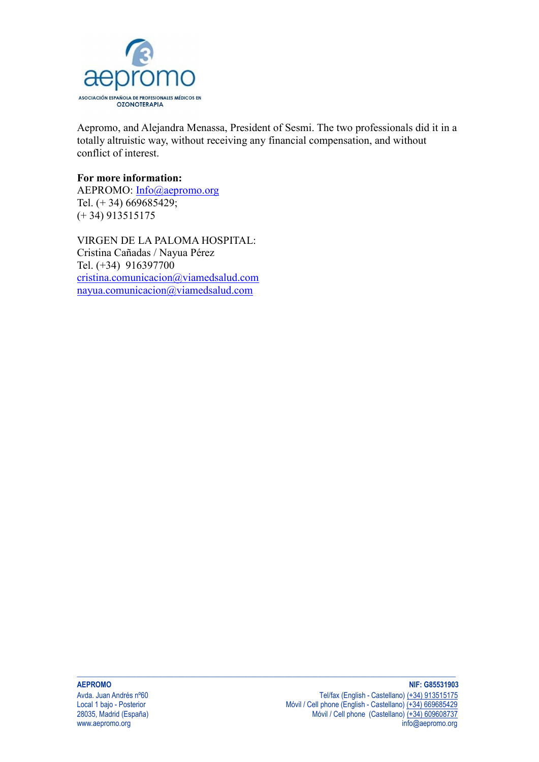Aepromo, and Alejandra Menassa, President of Sesmi. The two professionals did it in a totally altruistic way, without receiving any financial compensation, and without conflict of interest.

**For more information:**
AEPROMO: Info@aepromo.org
Tel. (+ 34) 669685429;
(+ 34) 913515175

VIRGEN DE LA PALOMA HOSPITAL:
Cristina Cañadas / Nayua Pérez
Tel. (+34) 916397700
cristina.comunicacion@viamedsalud.com
nayua.comunicacion@viamedsalud.com